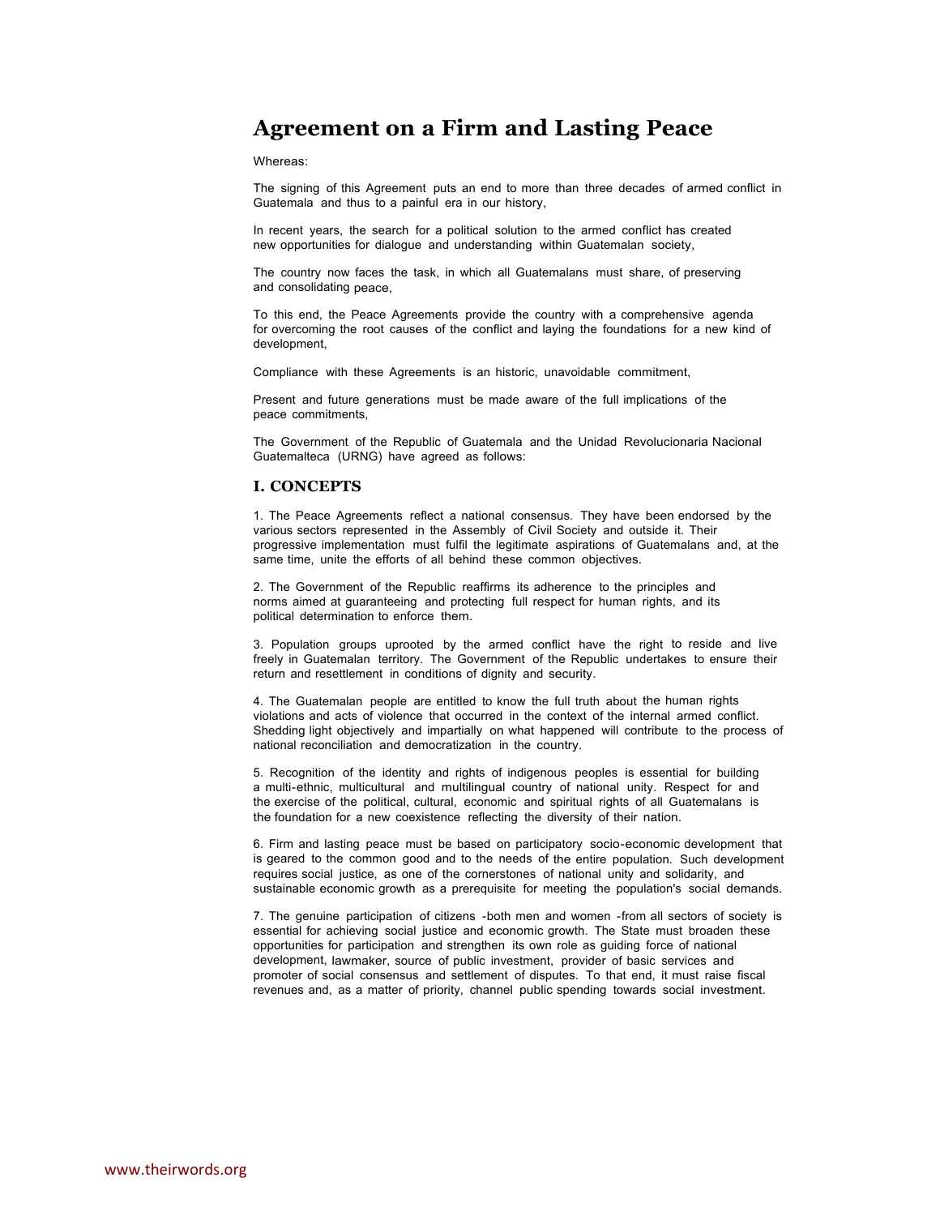# Agreement on a Firm and Lasting Peace

Whereas:

The signing of this Agreement puts an end to more than three decades of armed conflict in Guatemala and thus to a painful era in our history,

In recent years, the search for a political solution to the armed conflict has created new opportunities for dialogue and understanding within Guatemalan society,

The country now faces the task, in which all Guatemalans must share, of preserving and consolidating peace,

To this end, the Peace Agreements provide the country with a comprehensive agenda for overcoming the root causes of the conflict and laying the foundations for a new kind of development,

Compliance with these Agreements is an historic, unavoidable commitment,

Present and future generations must be made aware of the full implications of the peace commitments,

The Government of the Republic of Guatemala and the Unidad Revolucionaria Nacional Guatemalteca (URNG) have agreed as follows:

## I. CONCEPTS

1. The Peace Agreements reflect a national consensus. They have been endorsed by the various sectors represented in the Assembly of Civil Society and outside it. Their progressive implementation must fulfil the legitimate aspirations of Guatemalans and, at the same time, unite the efforts of all behind these common objectives.

2. The Government of the Republic reaffirms its adherence to the principles and norms aimed at guaranteeing and protecting full respect for human rights, and its political determination to enforce them.

3. Population groups uprooted by the armed conflict have the right to reside and live freely in Guatemalan territory. The Government of the Republic undertakes to ensure their return and resettlement in conditions of dignity and security.

4. The Guatemalan people are entitled to know the full truth about the human rights violations and acts of violence that occurred in the context of the internal armed conflict. Shedding light objectively and impartially on what happened will contribute to the process of national reconciliation and democratization in the country.

5. Recognition of the identity and rights of indigenous peoples is essential for building a multi-ethnic, multicultural and multilingual country of national unity. Respect for and the exercise of the political, cultural, economic and spiritual rights of all Guatemalans is the foundation for a new coexistence reflecting the diversity of their nation.

6. Firm and lasting peace must be based on participatory socio-economic development that is geared to the common good and to the needs of the entire population. Such development requires social justice, as one of the cornerstones of national unity and solidarity, and sustainable economic growth as a prerequisite for meeting the population's social demands.

7. The genuine participation of citizens -both men and women -from all sectors of society is essential for achieving social justice and economic growth. The State must broaden these opportunities for participation and strengthen its own role as guiding force of national development, lawmaker, source of public investment, provider of basic services and promoter of social consensus and settlement of disputes. To that end, it must raise fiscal revenues and, as a matter of priority, channel public spending towards social investment.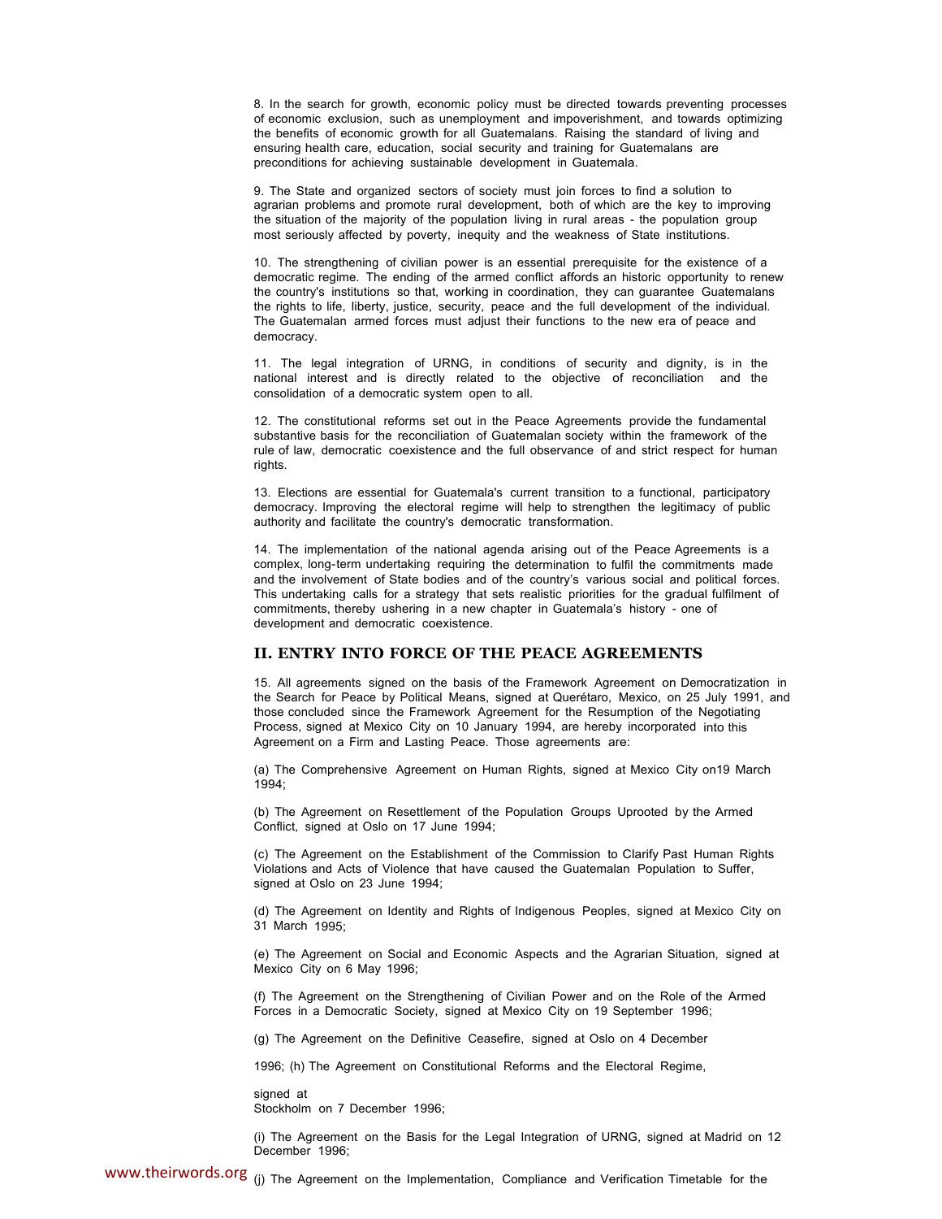8. In the search for growth, economic policy must be directed towards preventing processes of economic exclusion, such as unemployment and impoverishment, and towards optimizing the benefits of economic growth for all Guatemalans. Raising the standard of living and ensuring health care, education, social security and training for Guatemalans are preconditions for achieving sustainable development in Guatemala.

9. The State and organized sectors of society must join forces to find a solution to agrarian problems and promote rural development, both of which are the key to improving the situation of the majority of the population living in rural areas - the population group most seriously affected by poverty, inequity and the weakness of State institutions.

10. The strengthening of civilian power is an essential prerequisite for the existence of a democratic regime. The ending of the armed conflict affords an historic opportunity to renew the country's institutions so that, working in coordination, they can guarantee Guatemalans the rights to life, liberty, justice, security, peace and the full development of the individual. The Guatemalan armed forces must adjust their functions to the new era of peace and democracy.

11. The legal integration of URNG, in conditions of security and dignity, is in the national interest and is directly related to the objective of reconciliation and the consolidation of a democratic system open to all.

12. The constitutional reforms set out in the Peace Agreements provide the fundamental substantive basis for the reconciliation of Guatemalan society within the framework of the rule of law, democratic coexistence and the full observance of and strict respect for human rights.

13. Elections are essential for Guatemala's current transition to a functional, participatory democracy. Improving the electoral regime will help to strengthen the legitimacy of public authority and facilitate the country's democratic transformation.

14. The implementation of the national agenda arising out of the Peace Agreements is a complex, long-term undertaking requiring the determination to fulfil the commitments made and the involvement of State bodies and of the country's various social and political forces. This undertaking calls for a strategy that sets realistic priorities for the gradual fulfilment of commitments, thereby ushering in a new chapter in Guatemala's history - one of development and democratic coexistence.

## II. ENTRY INTO FORCE OF THE PEACE AGREEMENTS

15. All agreements signed on the basis of the Framework Agreement on Democratization in the Search for Peace by Political Means, signed at Querétaro, Mexico, on 25 July 1991, and those concluded since the Framework Agreement for the Resumption of the Negotiating Process, signed at Mexico City on 10 January 1994, are hereby incorporated into this Agreement on a Firm and Lasting Peace. Those agreements are:

(a) The Comprehensive Agreement on Human Rights, signed at Mexico City on19 March 1994;

(b) The Agreement on Resettlement of the Population Groups Uprooted by the Armed Conflict, signed at Oslo on 17 June 1994;

(c) The Agreement on the Establishment of the Commission to Clarify Past Human Rights Violations and Acts of Violence that have caused the Guatemalan Population to Suffer, signed at Oslo on 23 June 1994;

(d) The Agreement on Identity and Rights of Indigenous Peoples, signed at Mexico City on 31 March 1995;

(e) The Agreement on Social and Economic Aspects and the Agrarian Situation, signed at Mexico City on 6 May 1996;

(f) The Agreement on the Strengthening of Civilian Power and on the Role of the Armed Forces in a Democratic Society, signed at Mexico City on 19 September 1996;

(g) The Agreement on the Definitive Ceasefire, signed at Oslo on 4 December 1996;

(h) The Agreement on Constitutional Reforms and the Electoral Regime, signed at Stockholm on 7 December 1996;

(i) The Agreement on the Basis for the Legal Integration of URNG, signed at Madrid on 12 December 1996;

(j) The Agreement on the Implementation, Compliance and Verification Timetable for the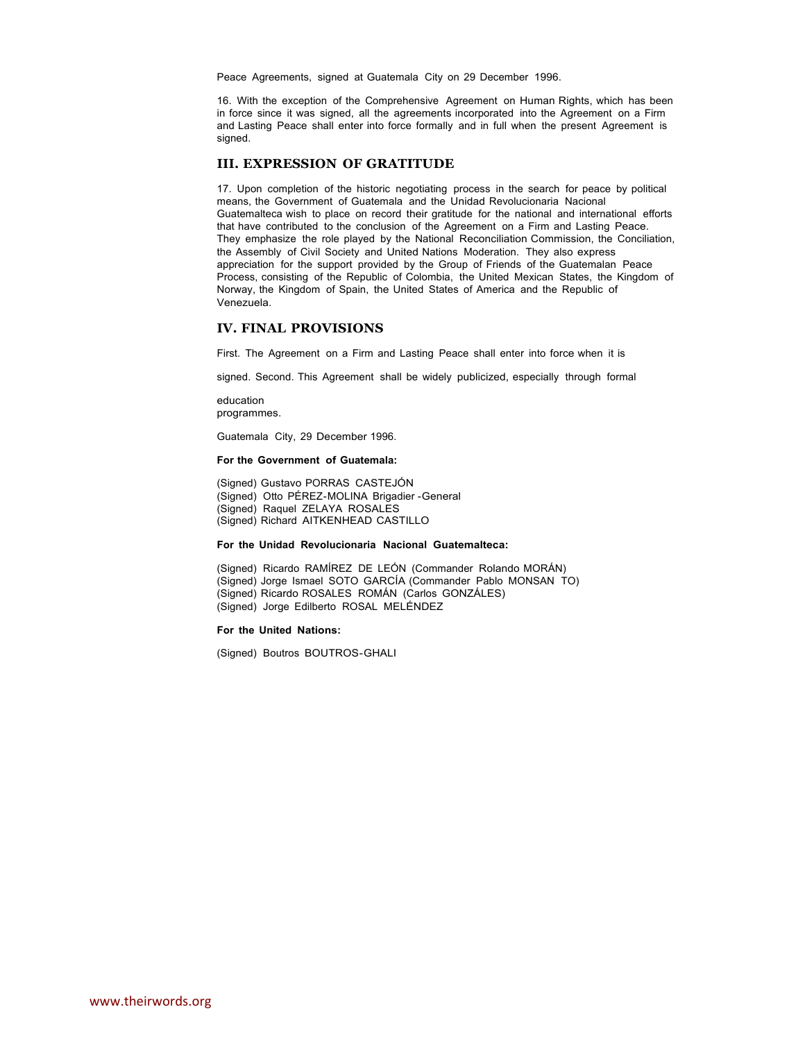Peace Agreements, signed at Guatemala City on 29 December 1996.

16. With the exception of the Comprehensive Agreement on Human Rights, which has been in force since it was signed, all the agreements incorporated into the Agreement on a Firm and Lasting Peace shall enter into force formally and in full when the present Agreement is signed.

## III. EXPRESSION OF GRATITUDE

17. Upon completion of the historic negotiating process in the search for peace by political means, the Government of Guatemala and the Unidad Revolucionaria Nacional Guatemalteca wish to place on record their gratitude for the national and international efforts that have contributed to the conclusion of the Agreement on a Firm and Lasting Peace. They emphasize the role played by the National Reconciliation Commission, the Conciliation, the Assembly of Civil Society and United Nations Moderation. They also express appreciation for the support provided by the Group of Friends of the Guatemalan Peace Process, consisting of the Republic of Colombia, the United Mexican States, the Kingdom of Norway, the Kingdom of Spain, the United States of America and the Republic of Venezuela.

## IV. FINAL PROVISIONS

First. The Agreement on a Firm and Lasting Peace shall enter into force when it is signed.

Second. This Agreement shall be widely publicized, especially through formal education programmes.

Guatemala City, 29 December 1996.

**For the Government of Guatemala:**

(Signed) Gustavo PORRAS CASTEJÓN
(Signed) Otto PÉREZ-MOLINA Brigadier-General
(Signed) Raquel ZELAYA ROSALES
(Signed) Richard AITKENHEAD CASTILLO

**For the Unidad Revolucionaria Nacional Guatemalteca:**

(Signed) Ricardo RAMÍREZ DE LEÓN (Commander Rolando MORÁN)
(Signed) Jorge Ismael SOTO GARCÍA (Commander Pablo MONSANTO)
(Signed) Ricardo ROSALES ROMÁN (Carlos GONZÁLES)
(Signed) Jorge Edilberto ROSAL MELÉNDEZ

**For the United Nations:**

(Signed) Boutros BOUTROS-GHALI